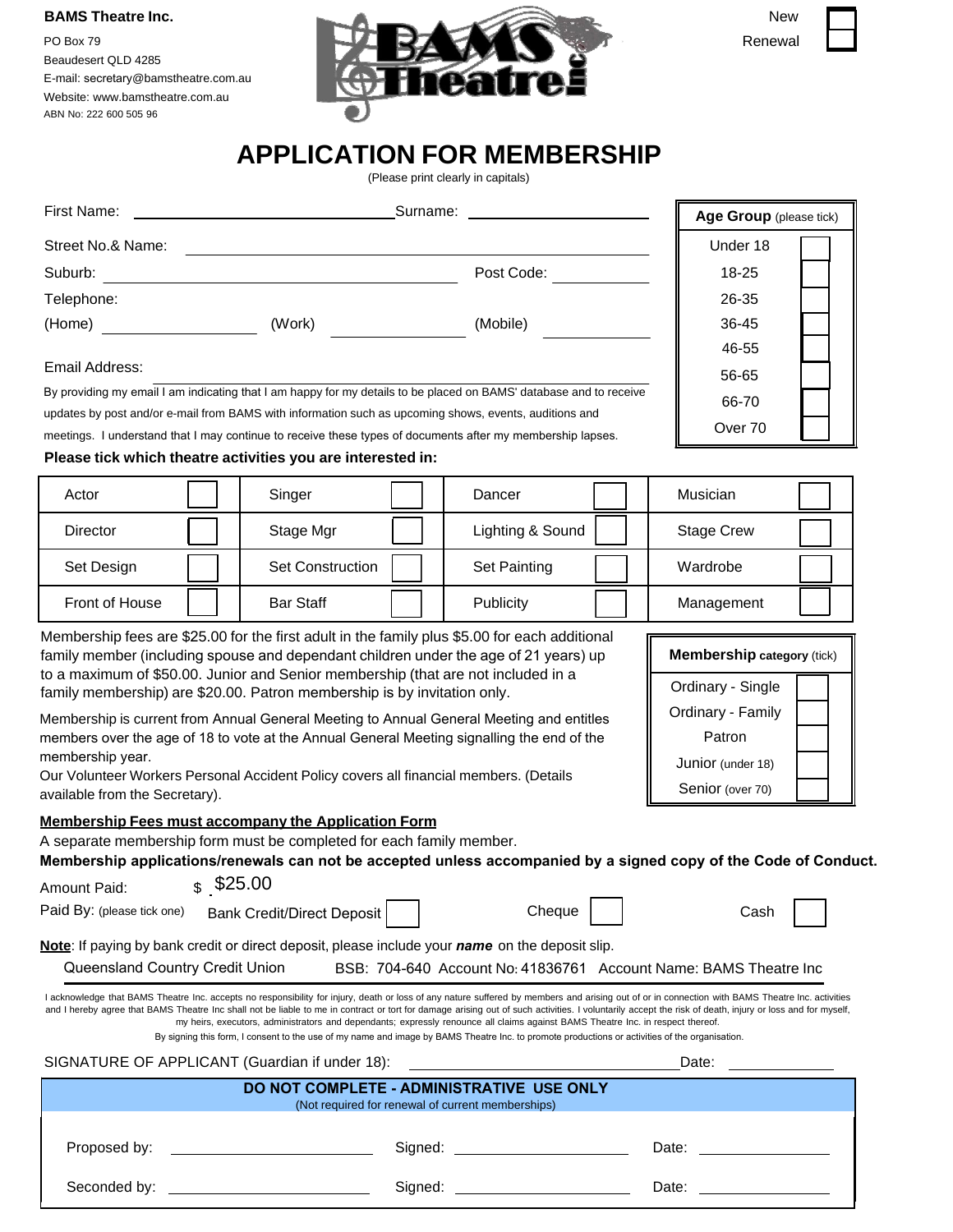**BAMS Theatre Inc.**

PO Box 79
Beaudesert QLD 4285
E-mail: secretary@bamstheatre.com.au
Website: www.bamstheatre.com.au
ABN No: 222 600 505 96

New ☐
Renewal ☐

# APPLICATION FOR MEMBERSHIP

(Please print clearly in capitals)

First Name: ______________________ Surname: ______________________

Street No.& Name: ______________________

Suburb: ______________________ Post Code: __________

Telephone:

(Home) __________ (Work) __________ (Mobile) __________

Email Address: ______________________

By providing my email I am indicating that I am happy for my details to be placed on BAMS' database and to receive updates by post and/or e-mail from BAMS with information such as upcoming shows, events, auditions and meetings. I understand that I may continue to receive these types of documents after my membership lapses.

| **Age Group** (please tick) | |
|---|---|
| Under 18 | ☐ |
| 18-25 | ☐ |
| 26-35 | ☐ |
| 36-45 | ☐ |
| 46-55 | ☐ |
| 56-65 | ☐ |
| 66-70 | ☐ |
| Over 70 | ☐ |

**Please tick which theatre activities you are interested in:**

| | | | | | | | |
|---|---|---|---|---|---|---|---|
| Actor | ☐ | Singer | ☐ | Dancer | ☐ | Musician | ☐ |
| Director | ☐ | Stage Mgr | ☐ | Lighting & Sound | ☐ | Stage Crew | ☐ |
| Set Design | ☐ | Set Construction | ☐ | Set Painting | ☐ | Wardrobe | ☐ |
| Front of House | ☐ | Bar Staff | ☐ | Publicity | ☐ | Management | ☐ |

Membership fees are $25.00 for the first adult in the family plus $5.00 for each additional family member (including spouse and dependant children under the age of 21 years) up to a maximum of $50.00. Junior and Senior membership (that are not included in a family membership) are $20.00. Patron membership is by invitation only.

Membership is current from Annual General Meeting to Annual General Meeting and entitles members over the age of 18 to vote at the Annual General Meeting signalling the end of the membership year.

Our Volunteer Workers Personal Accident Policy covers all financial members. (Details available from the Secretary).

| **Membership** category (tick) | |
|---|---|
| Ordinary - Single | ☐ |
| Ordinary - Family | ☐ |
| Patron | ☐ |
| Junior (under 18) | ☐ |
| Senior (over 70) | ☐ |

**Membership Fees must accompany the Application Form**

A separate membership form must be completed for each family member.

**Membership applications/renewals can not be accepted unless accompanied by a signed copy of the Code of Conduct.**

Amount Paid: $ $25.00

Paid By: (please tick one) Bank Credit/Direct Deposit ☐ Cheque ☐ Cash ☐

**Note**: If paying by bank credit or direct deposit, please include your ***name*** on the deposit slip.

Queensland Country Credit Union BSB: 704-640 Account No: 41836761 Account Name: BAMS Theatre Inc

I acknowledge that BAMS Theatre Inc. accepts no responsibility for injury, death or loss of any nature suffered by members and arising out of or in connection with BAMS Theatre Inc. activities and I hereby agree that BAMS Theatre Inc shall not be liable to me in contract or tort for damage arising out of such activities. I voluntarily accept the risk of death, injury or loss and for myself, my heirs, executors, administrators and dependants; expressly renounce all claims against BAMS Theatre Inc. in respect thereof.

By signing this form, I consent to the use of my name and image by BAMS Theatre Inc. to promote productions or activities of the organisation.

SIGNATURE OF APPLICANT (Guardian if under 18): ______________________ Date: __________

**DO NOT COMPLETE - ADMINISTRATIVE USE ONLY**

(Not required for renewal of current memberships)

Proposed by: ______________________ Signed: ______________________ Date: __________

Seconded by: ______________________ Signed: ______________________ Date: __________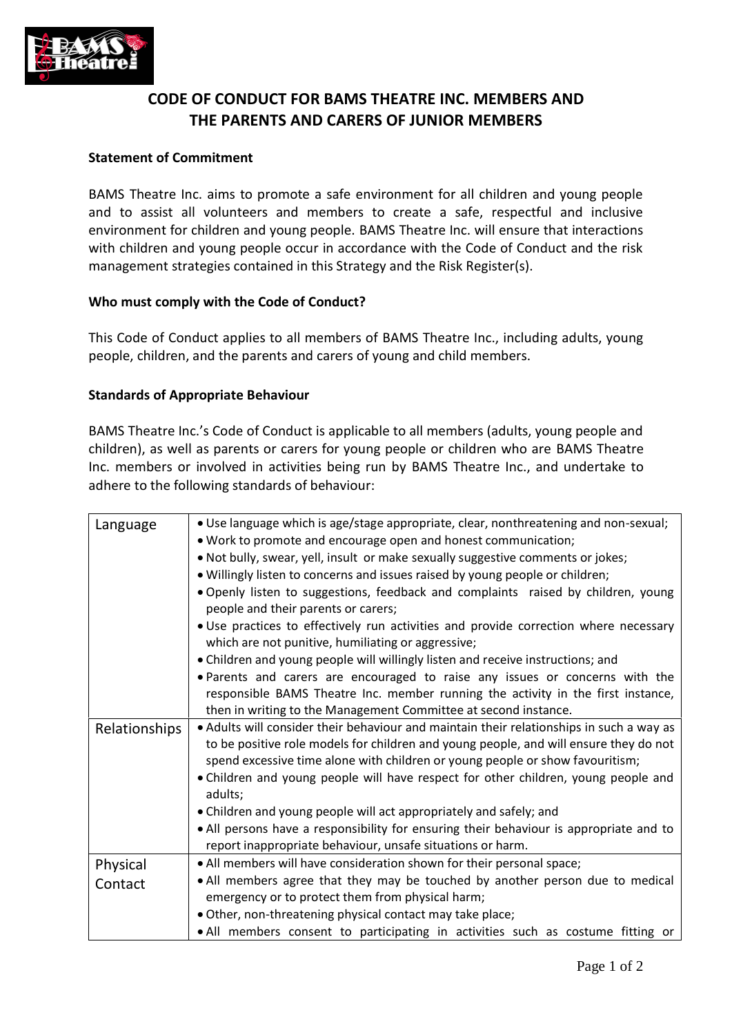# CODE OF CONDUCT FOR BAMS THEATRE INC. MEMBERS AND THE PARENTS AND CARERS OF JUNIOR MEMBERS

**Statement of Commitment**

BAMS Theatre Inc. aims to promote a safe environment for all children and young people and to assist all volunteers and members to create a safe, respectful and inclusive environment for children and young people. BAMS Theatre Inc. will ensure that interactions with children and young people occur in accordance with the Code of Conduct and the risk management strategies contained in this Strategy and the Risk Register(s).

**Who must comply with the Code of Conduct?**

This Code of Conduct applies to all members of BAMS Theatre Inc., including adults, young people, children, and the parents and carers of young and child members.

**Standards of Appropriate Behaviour**

BAMS Theatre Inc.'s Code of Conduct is applicable to all members (adults, young people and children), as well as parents or carers for young people or children who are BAMS Theatre Inc. members or involved in activities being run by BAMS Theatre Inc., and undertake to adhere to the following standards of behaviour:

| | |
|---|---|
| Language | • Use language which is age/stage appropriate, clear, nonthreatening and non-sexual;<br>• Work to promote and encourage open and honest communication;<br>• Not bully, swear, yell, insult or make sexually suggestive comments or jokes;<br>• Willingly listen to concerns and issues raised by young people or children;<br>• Openly listen to suggestions, feedback and complaints raised by children, young people and their parents or carers;<br>• Use practices to effectively run activities and provide correction where necessary which are not punitive, humiliating or aggressive;<br>• Children and young people will willingly listen and receive instructions; and<br>• Parents and carers are encouraged to raise any issues or concerns with the responsible BAMS Theatre Inc. member running the activity in the first instance, then in writing to the Management Committee at second instance. |
| Relationships | • Adults will consider their behaviour and maintain their relationships in such a way as to be positive role models for children and young people, and will ensure they do not spend excessive time alone with children or young people or show favouritism;<br>• Children and young people will have respect for other children, young people and adults;<br>• Children and young people will act appropriately and safely; and<br>• All persons have a responsibility for ensuring their behaviour is appropriate and to report inappropriate behaviour, unsafe situations or harm. |
| Physical Contact | • All members will have consideration shown for their personal space;<br>• All members agree that they may be touched by another person due to medical emergency or to protect them from physical harm;<br>• Other, non-threatening physical contact may take place;<br>• All members consent to participating in activities such as costume fitting or |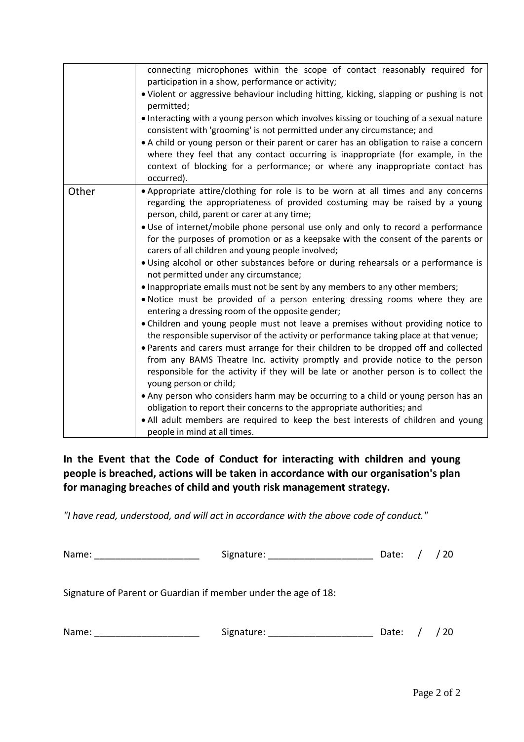| | |
|---|---|
| | connecting microphones within the scope of contact reasonably required for participation in a show, performance or activity;<br>• Violent or aggressive behaviour including hitting, kicking, slapping or pushing is not permitted;<br>• Interacting with a young person which involves kissing or touching of a sexual nature consistent with 'grooming' is not permitted under any circumstance; and<br>• A child or young person or their parent or carer has an obligation to raise a concern where they feel that any contact occurring is inappropriate (for example, in the context of blocking for a performance; or where any inappropriate contact has occurred). |
| Other | • Appropriate attire/clothing for role is to be worn at all times and any concerns regarding the appropriateness of provided costuming may be raised by a young person, child, parent or carer at any time;<br>• Use of internet/mobile phone personal use only and only to record a performance for the purposes of promotion or as a keepsake with the consent of the parents or carers of all children and young people involved;<br>• Using alcohol or other substances before or during rehearsals or a performance is not permitted under any circumstance;<br>• Inappropriate emails must not be sent by any members to any other members;<br>• Notice must be provided of a person entering dressing rooms where they are entering a dressing room of the opposite gender;<br>• Children and young people must not leave a premises without providing notice to the responsible supervisor of the activity or performance taking place at that venue;<br>• Parents and carers must arrange for their children to be dropped off and collected from any BAMS Theatre Inc. activity promptly and provide notice to the person responsible for the activity if they will be late or another person is to collect the young person or child;<br>• Any person who considers harm may be occurring to a child or young person has an obligation to report their concerns to the appropriate authorities; and<br>• All adult members are required to keep the best interests of children and young people in mind at all times. |

**In the Event that the Code of Conduct for interacting with children and young people is breached, actions will be taken in accordance with our organisation's plan for managing breaches of child and youth risk management strategy.**

*"I have read, understood, and will act in accordance with the above code of conduct."*

Name: ____________________ Signature: ____________________ Date: / / 20

Signature of Parent or Guardian if member under the age of 18:

Name: ____________________ Signature: ____________________ Date: / / 20